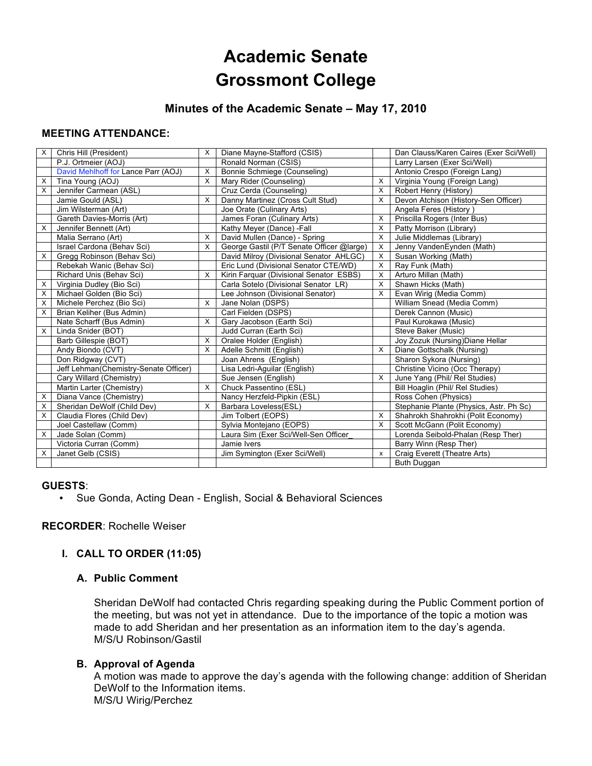# Academic Senate
# Grossmont College

## Minutes of the Academic Senate – May 17, 2010

### MEETING ATTENDANCE:

| | | | | | |
|---|---|---|---|---|---|
| X | Chris Hill (President) | X | Diane Mayne-Stafford (CSIS) | | Dan Clauss/Karen Caires (Exer Sci/Well) |
| | P.J. Ortmeier (AOJ) | | Ronald Norman (CSIS) | | Larry Larsen (Exer Sci/Well) |
| | David Mehlhoff for Lance Parr (AOJ) | X | Bonnie Schmiege (Counseling) | | Antonio Crespo (Foreign Lang) |
| X | Tina Young (AOJ) | X | Mary Rider (Counseling) | X | Virginia Young (Foreign Lang) |
| X | Jennifer Carmean (ASL) | | Cruz Cerda (Counseling) | X | Robert Henry (History) |
| | Jamie Gould (ASL) | X | Danny Martinez (Cross Cult Stud) | X | Devon Atchison (History-Sen Officer) |
| | Jim Wilsterman (Art) | | Joe Orate (Culinary Arts) | | Angela Feres (History ) |
| | Gareth Davies-Morris (Art) | | James Foran (Culinary Arts) | X | Priscilla Rogers (Inter Bus) |
| X | Jennifer Bennett (Art) | | Kathy Meyer (Dance) -Fall | X | Patty Morrison (Library) |
| | Malia Serrano (Art) | X | David Mullen (Dance) - Spring | X | Julie Middlemas (Library) |
| | Israel Cardona (Behav Sci) | X | George Gastil (P/T Senate Officer @large) | X | Jenny VandenEynden (Math) |
| X | Gregg Robinson (Behav Sci) | | David Milroy (Divisional Senator AHLGC) | X | Susan Working (Math) |
| | Rebekah Wanic (Behav Sci) | | Eric Lund (Divisional Senator CTE/WD) | X | Ray Funk (Math) |
| | Richard Unis (Behav Sci) | X | Kirin Farquar (Divisional Senator ESBS) | X | Arturo Millan (Math) |
| X | Virginia Dudley (Bio Sci) | | Carla Sotelo (Divisional Senator LR) | X | Shawn Hicks (Math) |
| X | Michael Golden (Bio Sci) | | Lee Johnson (Divisional Senator) | X | Evan Wirig (Media Comm) |
| X | Michele Perchez (Bio Sci) | X | Jane Nolan (DSPS) | | William Snead (Media Comm) |
| X | Brian Keliher (Bus Admin) | | Carl Fielden (DSPS) | | Derek Cannon (Music) |
| | Nate Scharff (Bus Admin) | X | Gary Jacobson (Earth Sci) | | Paul Kurokawa (Music) |
| X | Linda Snider (BOT) | | Judd Curran (Earth Sci) | | Steve Baker (Music) |
| | Barb Gillespie (BOT) | X | Oralee Holder (English) | | Joy Zozuk (Nursing)Diane Hellar |
| | Andy Biondo (CVT) | X | Adelle Schmitt (English) | X | Diane Gottschalk (Nursing) |
| | Don Ridgway (CVT) | | Joan Ahrens (English) | | Sharon Sykora (Nursing) |
| | Jeff Lehman(Chemistry-Senate Officer) | | Lisa Ledri-Aguilar (English) | | Christine Vicino (Occ Therapy) |
| | Cary Willard (Chemistry) | | Sue Jensen (English) | X | June Yang (Phil/ Rel Studies) |
| | Martin Larter (Chemistry) | X | Chuck Passentino (ESL) | | Bill Hoaglin (Phil/ Rel Studies) |
| X | Diana Vance (Chemistry) | | Nancy Herzfeld-Pipkin (ESL) | | Ross Cohen (Physics) |
| X | Sheridan DeWolf (Child Dev) | X | Barbara Loveless(ESL) | | Stephanie Plante (Physics, Astr. Ph Sc) |
| X | Claudia Flores (Child Dev) | | Jim Tolbert (EOPS) | X | Shahrokh Shahrokhi (Polit Economy) |
| | Joel Castellaw (Comm) | | Sylvia Montejano (EOPS) | X | Scott McGann (Polit Economy) |
| X | Jade Solan (Comm) | | Laura Sim (Exer Sci/Well-Sen Officer_ | | Lorenda Seibold-Phalan (Resp Ther) |
| | Victoria Curran (Comm) | | Jamie Ivers | | Barry Winn (Resp Ther) |
| X | Janet Gelb (CSIS) | | Jim Symington (Exer Sci/Well) | x | Craig Everett (Theatre Arts) |
| | | | | | Buth Duggan |

**GUESTS**:

- Sue Gonda, Acting Dean - English, Social & Behavioral Sciences

**RECORDER**: Rochelle Weiser

### I. CALL TO ORDER (11:05)

#### A. Public Comment

Sheridan DeWolf had contacted Chris regarding speaking during the Public Comment portion of the meeting, but was not yet in attendance. Due to the importance of the topic a motion was made to add Sheridan and her presentation as an information item to the day's agenda.
M/S/U Robinson/Gastil

#### B. Approval of Agenda

A motion was made to approve the day's agenda with the following change: addition of Sheridan DeWolf to the Information items.
M/S/U Wirig/Perchez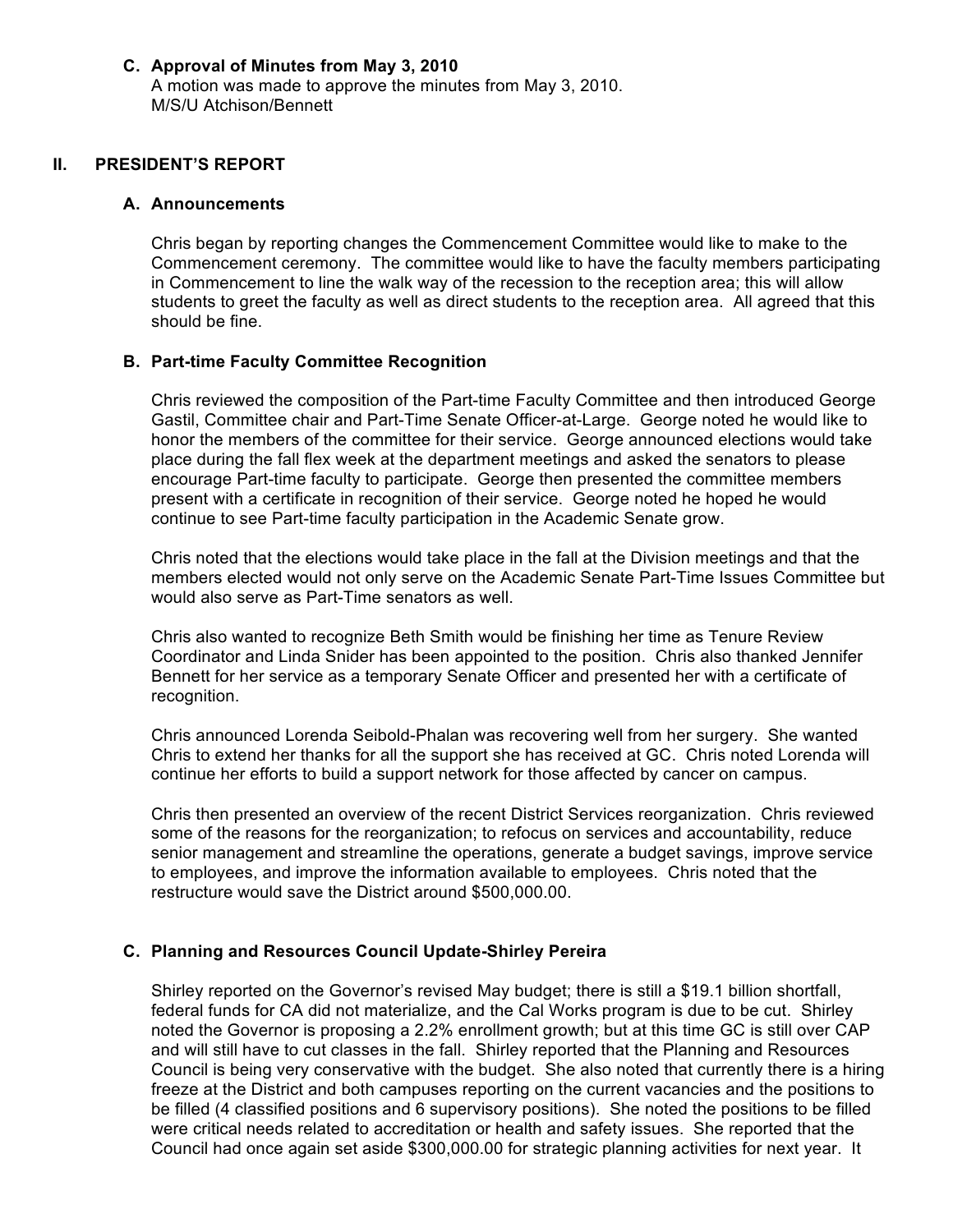### C. Approval of Minutes from May 3, 2010

A motion was made to approve the minutes from May 3, 2010.
M/S/U Atchison/Bennett

## II. PRESIDENT'S REPORT

### A. Announcements

Chris began by reporting changes the Commencement Committee would like to make to the Commencement ceremony. The committee would like to have the faculty members participating in Commencement to line the walk way of the recession to the reception area; this will allow students to greet the faculty as well as direct students to the reception area. All agreed that this should be fine.

### B. Part-time Faculty Committee Recognition

Chris reviewed the composition of the Part-time Faculty Committee and then introduced George Gastil, Committee chair and Part-Time Senate Officer-at-Large. George noted he would like to honor the members of the committee for their service. George announced elections would take place during the fall flex week at the department meetings and asked the senators to please encourage Part-time faculty to participate. George then presented the committee members present with a certificate in recognition of their service. George noted he hoped he would continue to see Part-time faculty participation in the Academic Senate grow.

Chris noted that the elections would take place in the fall at the Division meetings and that the members elected would not only serve on the Academic Senate Part-Time Issues Committee but would also serve as Part-Time senators as well.

Chris also wanted to recognize Beth Smith would be finishing her time as Tenure Review Coordinator and Linda Snider has been appointed to the position. Chris also thanked Jennifer Bennett for her service as a temporary Senate Officer and presented her with a certificate of recognition.

Chris announced Lorenda Seibold-Phalan was recovering well from her surgery. She wanted Chris to extend her thanks for all the support she has received at GC. Chris noted Lorenda will continue her efforts to build a support network for those affected by cancer on campus.

Chris then presented an overview of the recent District Services reorganization. Chris reviewed some of the reasons for the reorganization; to refocus on services and accountability, reduce senior management and streamline the operations, generate a budget savings, improve service to employees, and improve the information available to employees. Chris noted that the restructure would save the District around $500,000.00.

### C. Planning and Resources Council Update-Shirley Pereira

Shirley reported on the Governor's revised May budget; there is still a $19.1 billion shortfall, federal funds for CA did not materialize, and the Cal Works program is due to be cut. Shirley noted the Governor is proposing a 2.2% enrollment growth; but at this time GC is still over CAP and will still have to cut classes in the fall. Shirley reported that the Planning and Resources Council is being very conservative with the budget. She also noted that currently there is a hiring freeze at the District and both campuses reporting on the current vacancies and the positions to be filled (4 classified positions and 6 supervisory positions). She noted the positions to be filled were critical needs related to accreditation or health and safety issues. She reported that the Council had once again set aside $300,000.00 for strategic planning activities for next year. It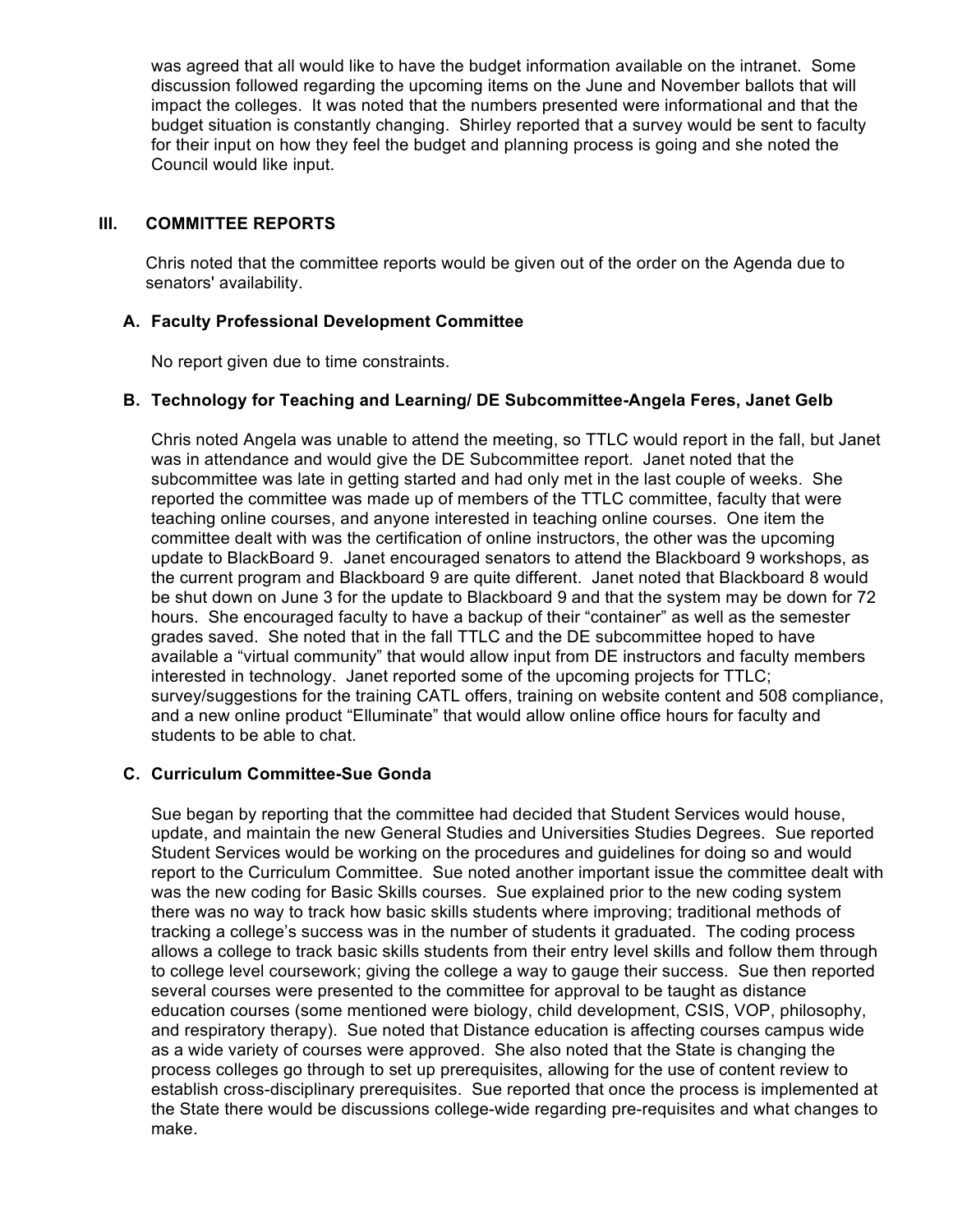was agreed that all would like to have the budget information available on the intranet. Some discussion followed regarding the upcoming items on the June and November ballots that will impact the colleges. It was noted that the numbers presented were informational and that the budget situation is constantly changing. Shirley reported that a survey would be sent to faculty for their input on how they feel the budget and planning process is going and she noted the Council would like input.

## III. COMMITTEE REPORTS

Chris noted that the committee reports would be given out of the order on the Agenda due to senators' availability.

### A. Faculty Professional Development Committee

No report given due to time constraints.

### B. Technology for Teaching and Learning/ DE Subcommittee-Angela Feres, Janet Gelb

Chris noted Angela was unable to attend the meeting, so TTLC would report in the fall, but Janet was in attendance and would give the DE Subcommittee report. Janet noted that the subcommittee was late in getting started and had only met in the last couple of weeks. She reported the committee was made up of members of the TTLC committee, faculty that were teaching online courses, and anyone interested in teaching online courses. One item the committee dealt with was the certification of online instructors, the other was the upcoming update to BlackBoard 9. Janet encouraged senators to attend the Blackboard 9 workshops, as the current program and Blackboard 9 are quite different. Janet noted that Blackboard 8 would be shut down on June 3 for the update to Blackboard 9 and that the system may be down for 72 hours. She encouraged faculty to have a backup of their "container" as well as the semester grades saved. She noted that in the fall TTLC and the DE subcommittee hoped to have available a "virtual community" that would allow input from DE instructors and faculty members interested in technology. Janet reported some of the upcoming projects for TTLC; survey/suggestions for the training CATL offers, training on website content and 508 compliance, and a new online product "Elluminate" that would allow online office hours for faculty and students to be able to chat.

### C. Curriculum Committee-Sue Gonda

Sue began by reporting that the committee had decided that Student Services would house, update, and maintain the new General Studies and Universities Studies Degrees. Sue reported Student Services would be working on the procedures and guidelines for doing so and would report to the Curriculum Committee. Sue noted another important issue the committee dealt with was the new coding for Basic Skills courses. Sue explained prior to the new coding system there was no way to track how basic skills students where improving; traditional methods of tracking a college's success was in the number of students it graduated. The coding process allows a college to track basic skills students from their entry level skills and follow them through to college level coursework; giving the college a way to gauge their success. Sue then reported several courses were presented to the committee for approval to be taught as distance education courses (some mentioned were biology, child development, CSIS, VOP, philosophy, and respiratory therapy). Sue noted that Distance education is affecting courses campus wide as a wide variety of courses were approved. She also noted that the State is changing the process colleges go through to set up prerequisites, allowing for the use of content review to establish cross-disciplinary prerequisites. Sue reported that once the process is implemented at the State there would be discussions college-wide regarding pre-requisites and what changes to make.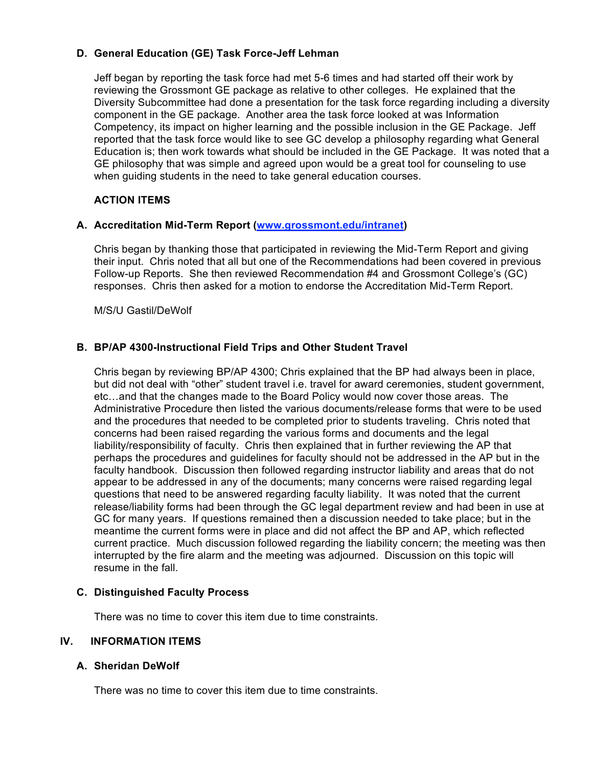### D. General Education (GE) Task Force-Jeff Lehman

Jeff began by reporting the task force had met 5-6 times and had started off their work by reviewing the Grossmont GE package as relative to other colleges. He explained that the Diversity Subcommittee had done a presentation for the task force regarding including a diversity component in the GE package. Another area the task force looked at was Information Competency, its impact on higher learning and the possible inclusion in the GE Package. Jeff reported that the task force would like to see GC develop a philosophy regarding what General Education is; then work towards what should be included in the GE Package. It was noted that a GE philosophy that was simple and agreed upon would be a great tool for counseling to use when guiding students in the need to take general education courses.

**ACTION ITEMS**

### A. Accreditation Mid-Term Report ([www.grossmont.edu/intranet](www.grossmont.edu/intranet))

Chris began by thanking those that participated in reviewing the Mid-Term Report and giving their input. Chris noted that all but one of the Recommendations had been covered in previous Follow-up Reports. She then reviewed Recommendation #4 and Grossmont College's (GC) responses. Chris then asked for a motion to endorse the Accreditation Mid-Term Report.

M/S/U Gastil/DeWolf

### B. BP/AP 4300-Instructional Field Trips and Other Student Travel

Chris began by reviewing BP/AP 4300; Chris explained that the BP had always been in place, but did not deal with "other" student travel i.e. travel for award ceremonies, student government, etc…and that the changes made to the Board Policy would now cover those areas. The Administrative Procedure then listed the various documents/release forms that were to be used and the procedures that needed to be completed prior to students traveling. Chris noted that concerns had been raised regarding the various forms and documents and the legal liability/responsibility of faculty. Chris then explained that in further reviewing the AP that perhaps the procedures and guidelines for faculty should not be addressed in the AP but in the faculty handbook. Discussion then followed regarding instructor liability and areas that do not appear to be addressed in any of the documents; many concerns were raised regarding legal questions that need to be answered regarding faculty liability. It was noted that the current release/liability forms had been through the GC legal department review and had been in use at GC for many years. If questions remained then a discussion needed to take place; but in the meantime the current forms were in place and did not affect the BP and AP, which reflected current practice. Much discussion followed regarding the liability concern; the meeting was then interrupted by the fire alarm and the meeting was adjourned. Discussion on this topic will resume in the fall.

### C. Distinguished Faculty Process

There was no time to cover this item due to time constraints.

## IV. INFORMATION ITEMS

### A. Sheridan DeWolf

There was no time to cover this item due to time constraints.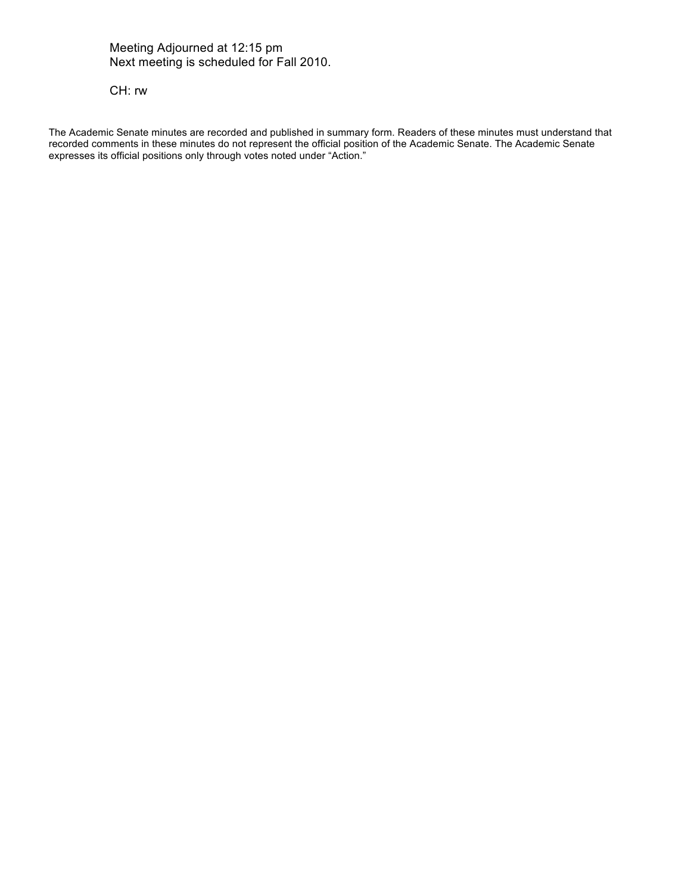Meeting Adjourned at 12:15 pm
Next meeting is scheduled for Fall 2010.

CH: rw

The Academic Senate minutes are recorded and published in summary form. Readers of these minutes must understand that recorded comments in these minutes do not represent the official position of the Academic Senate. The Academic Senate expresses its official positions only through votes noted under "Action."